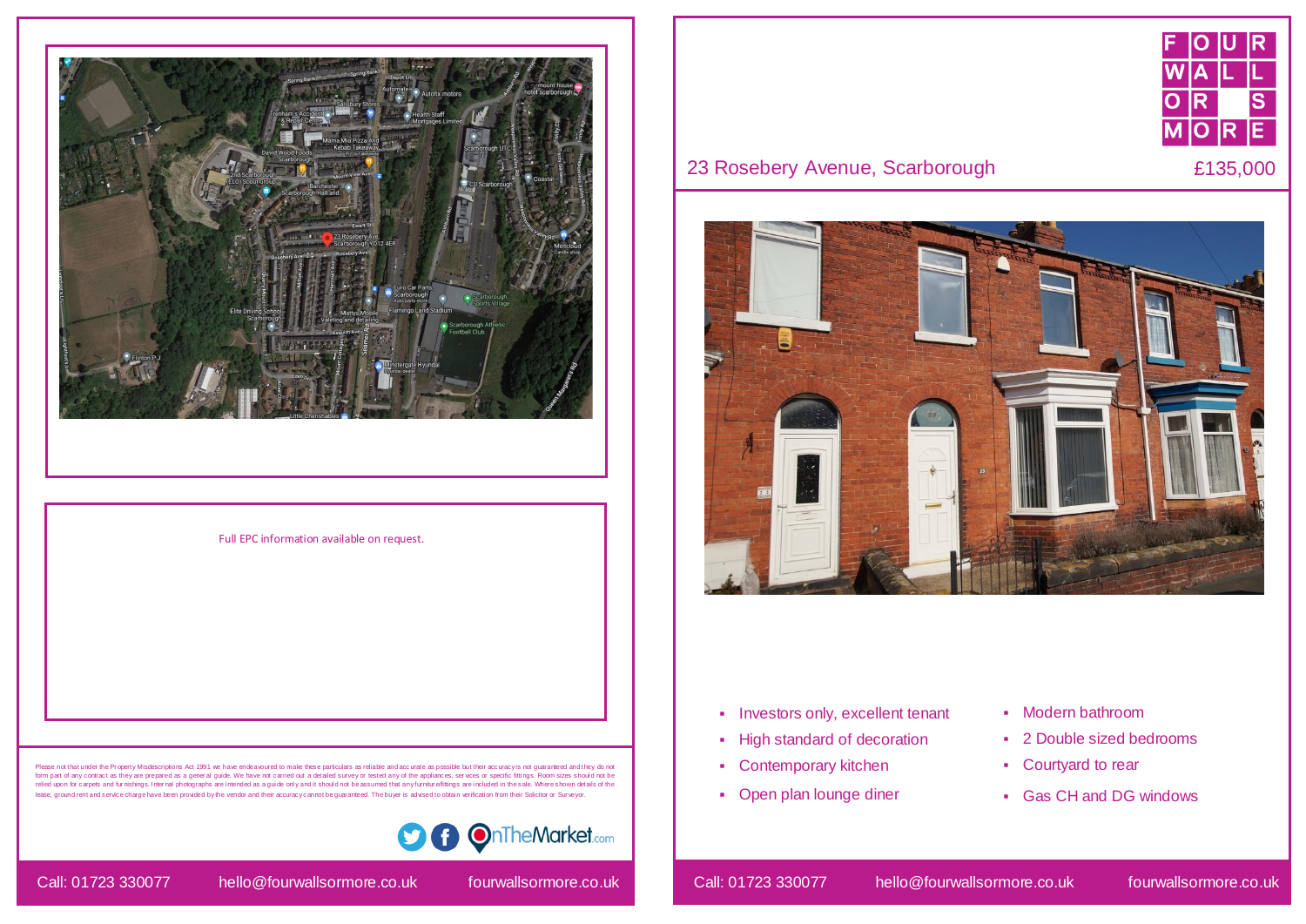Full EPC information available on request.

Please note that under the Property Misdescriptions Act 1991 we have endeavoured to make these particulars as reliable and accurate as possible but their accuracy is not guaranteed and they do not form part of any contract as they are prepared as a general guide. We have not carried out a detailed survey or tested any of the appliances, services or specific fittings. Room sizes should not be relied upon for carpets and furnishings. Internal photographs are intended as a guide only and it should not be assumed that any furniture/fittings are included in the sale. Where shown details of the lease, ground rent and service charge have been provided by the vendor and their accuracy cannot be guaranteed. The buyer is advised to obtain verification from their Solicitor or Surveyor.

Call: 01723 330077 hello@fourwallsormore.co.uk fourwallsormore.co.uk

FOUR WALLS OR MORE

# 23 Rosebery Avenue, Scarborough

£135,000

- Investors only, excellent tenant
- High standard of decoration
- Contemporary kitchen
- Open plan lounge diner
- Modern bathroom
- 2 Double sized bedrooms
- Courtyard to rear
- Gas CH and DG windows

Call: 01723 330077 hello@fourwallsormore.co.uk fourwallsormore.co.uk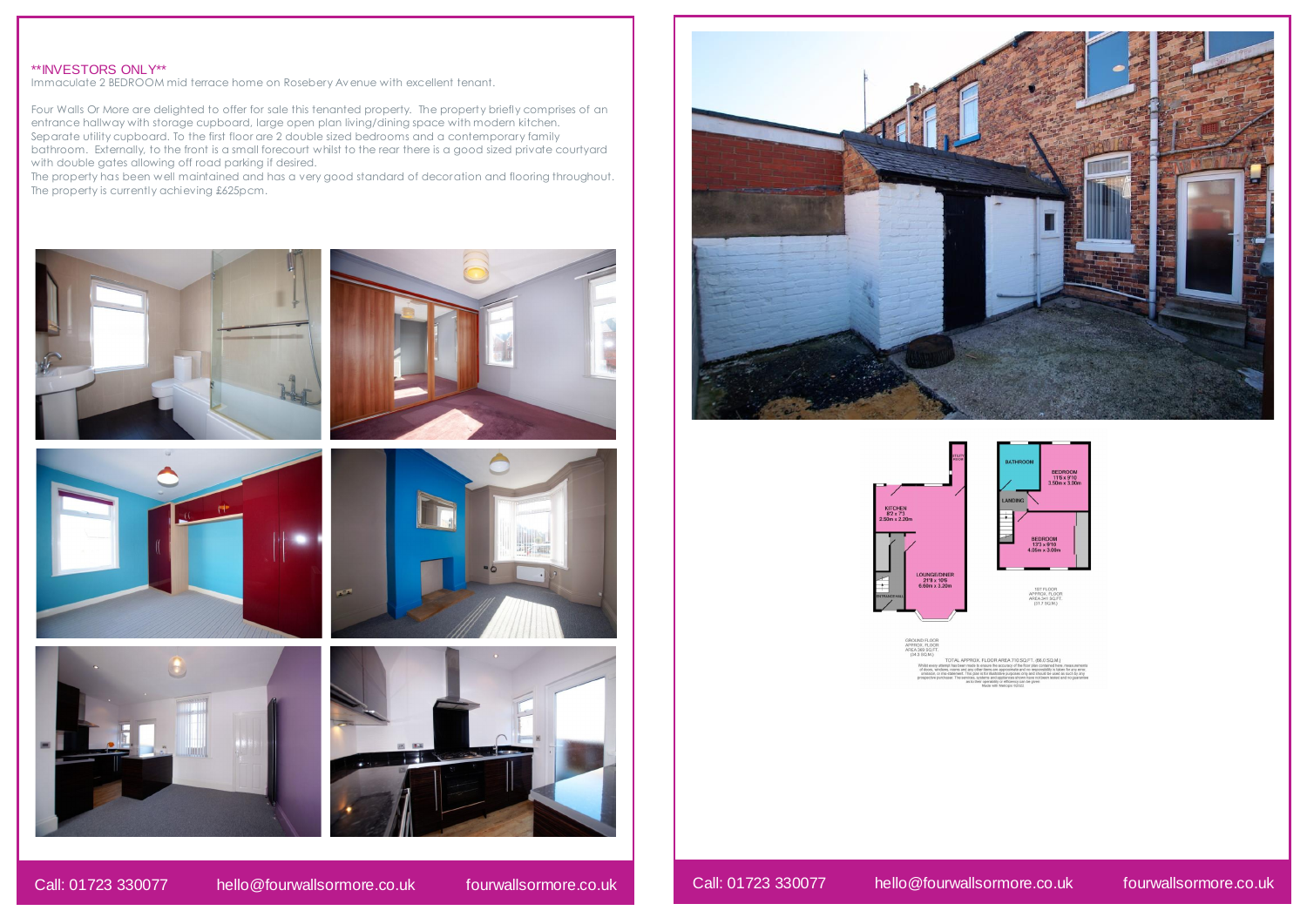**INVESTORS ONLY**

Immaculate 2 BEDROOM mid terrace home on Rosebery Avenue with excellent tenant.

Four Walls Or More are delighted to offer for sale this tenanted property. The property briefly comprises of an entrance hallway with storage cupboard, large open plan living/dining space with modern kitchen. Separate utility cupboard. To the first floor are 2 double sized bedrooms and a contemporary family bathroom. Externally, to the front is a small forecourt whilst to the rear there is a good sized private courtyard with double gates allowing off road parking if desired.

The property has been well maintained and has a very good standard of decoration and flooring throughout. The property is currently achieving £625pcm.

UTILITY ROOM

KITCHEN
8'2 x 7'3
2.50m x 2.20m

LOUNGE/DINER
21'8 x 10'6
6.60m x 3.20m

ENTRANCE HALL

GROUND FLOOR
APPROX. FLOOR
AREA 369 SQ.FT.
(34.3 SQ.M.)

BATHROOM

BEDROOM
11'6 x 9'10
3.50m x 3.00m

LANDING

BEDROOM
13'3 x 9'10
4.05m x 3.00m

1ST FLOOR
APPROX. FLOOR
AREA 341 SQ.FT.
(31.7 SQ.M.)

TOTAL APPROX. FLOOR AREA 710 SQ.FT. (66.0 SQ.M.)

Whilst every attempt has been made to ensure the accuracy of the floor plan contained here, measurements of doors, windows, rooms and any other items are approximate and no responsibility is taken for any error, omission, or mis-statement. This plan is for illustrative purposes only and should be used as such by any prospective purchaser. The services, systems and appliances shown have not been tested and no guarantee as to their operability or efficiency can be given.
Made with Metropix ©2022

Call: 01723 330077 hello@fourwallsormore.co.uk fourwallsormore.co.uk